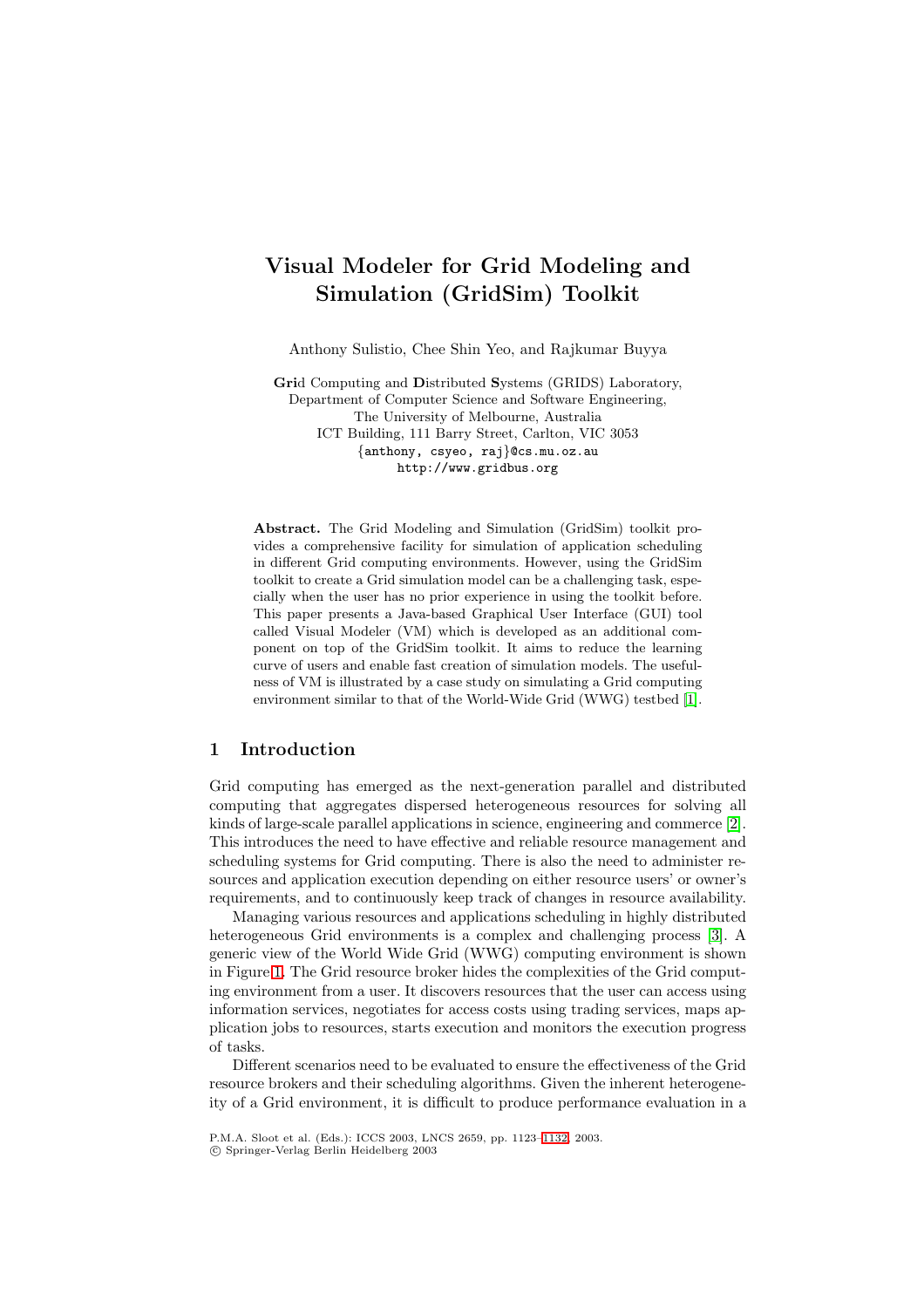# Visual Modeler for Grid Modeling and Simulation (GridSim) Toolkit

Anthony Sulistio, Chee Shin Yeo, and Rajkumar Buyya

**Gri**d Computing and **D**istributed **S**ystems (GRIDS) Laboratory,
Department of Computer Science and Software Engineering,
The University of Melbourne, Australia
ICT Building, 111 Barry Street, Carlton, VIC 3053
{anthony, csyeo, raj}@cs.mu.oz.au
http://www.gridbus.org

**Abstract.** The Grid Modeling and Simulation (GridSim) toolkit provides a comprehensive facility for simulation of application scheduling in different Grid computing environments. However, using the GridSim toolkit to create a Grid simulation model can be a challenging task, especially when the user has no prior experience in using the toolkit before. This paper presents a Java-based Graphical User Interface (GUI) tool called Visual Modeler (VM) which is developed as an additional component on top of the GridSim toolkit. It aims to reduce the learning curve of users and enable fast creation of simulation models. The usefulness of VM is illustrated by a case study on simulating a Grid computing environment similar to that of the World-Wide Grid (WWG) testbed [1].

## 1 Introduction

Grid computing has emerged as the next-generation parallel and distributed computing that aggregates dispersed heterogeneous resources for solving all kinds of large-scale parallel applications in science, engineering and commerce [2]. This introduces the need to have effective and reliable resource management and scheduling systems for Grid computing. There is also the need to administer resources and application execution depending on either resource users' or owner's requirements, and to continuously keep track of changes in resource availability.

Managing various resources and applications scheduling in highly distributed heterogeneous Grid environments is a complex and challenging process [3]. A generic view of the World Wide Grid (WWG) computing environment is shown in Figure 1. The Grid resource broker hides the complexities of the Grid computing environment from a user. It discovers resources that the user can access using information services, negotiates for access costs using trading services, maps application jobs to resources, starts execution and monitors the execution progress of tasks.

Different scenarios need to be evaluated to ensure the effectiveness of the Grid resource brokers and their scheduling algorithms. Given the inherent heterogeneity of a Grid environment, it is difficult to produce performance evaluation in a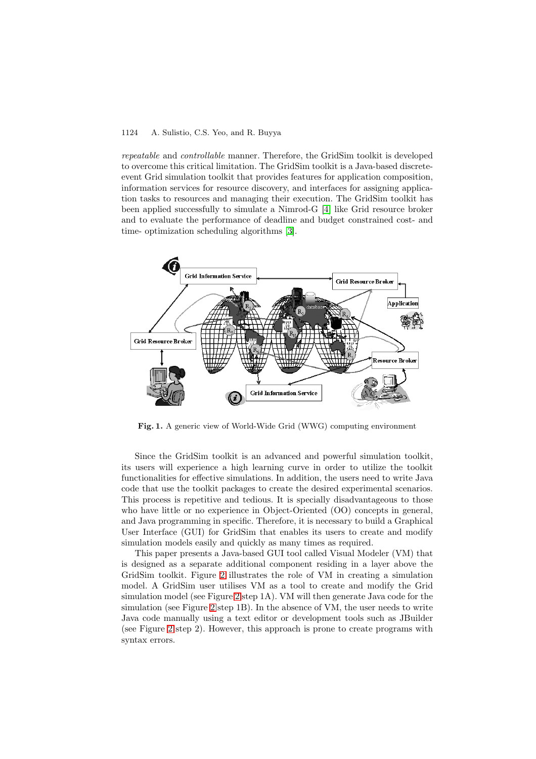*repeatable* and *controllable* manner. Therefore, the GridSim toolkit is developed to overcome this critical limitation. The GridSim toolkit is a Java-based discrete-event Grid simulation toolkit that provides features for application composition, information services for resource discovery, and interfaces for assigning application tasks to resources and managing their execution. The GridSim toolkit has been applied successfully to simulate a Nimrod-G [4] like Grid resource broker and to evaluate the performance of deadline and budget constrained cost- and time- optimization scheduling algorithms [3].

**Fig. 1.** A generic view of World-Wide Grid (WWG) computing environment

Since the GridSim toolkit is an advanced and powerful simulation toolkit, its users will experience a high learning curve in order to utilize the toolkit functionalities for effective simulations. In addition, the users need to write Java code that use the toolkit packages to create the desired experimental scenarios. This process is repetitive and tedious. It is specially disadvantageous to those who have little or no experience in Object-Oriented (OO) concepts in general, and Java programming in specific. Therefore, it is necessary to build a Graphical User Interface (GUI) for GridSim that enables its users to create and modify simulation models easily and quickly as many times as required.

This paper presents a Java-based GUI tool called Visual Modeler (VM) that is designed as a separate additional component residing in a layer above the GridSim toolkit. Figure 2 illustrates the role of VM in creating a simulation model. A GridSim user utilises VM as a tool to create and modify the Grid simulation model (see Figure 2 step 1A). VM will then generate Java code for the simulation (see Figure 2 step 1B). In the absence of VM, the user needs to write Java code manually using a text editor or development tools such as JBuilder (see Figure 2 step 2). However, this approach is prone to create programs with syntax errors.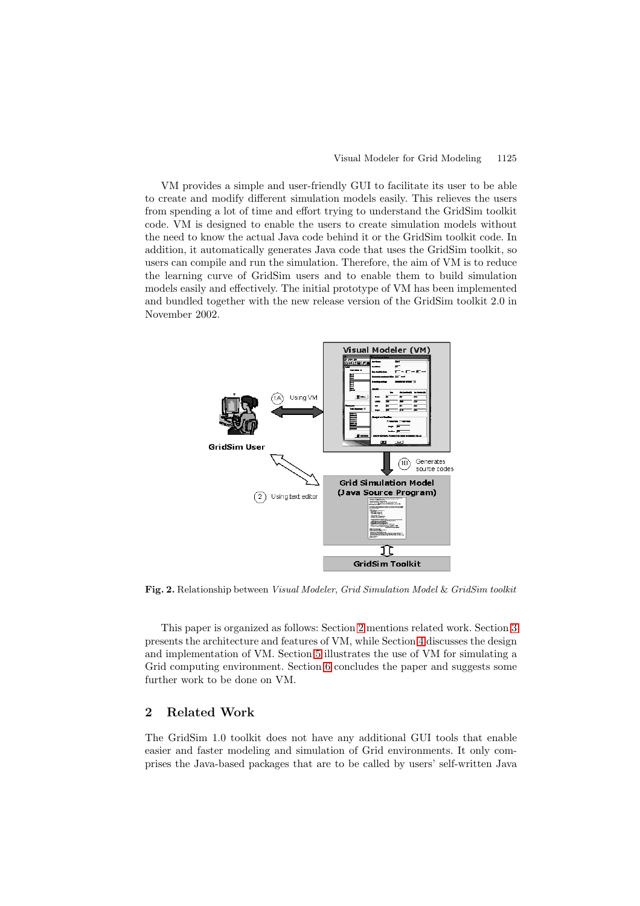VM provides a simple and user-friendly GUI to facilitate its user to be able to create and modify different simulation models easily. This relieves the users from spending a lot of time and effort trying to understand the GridSim toolkit code. VM is designed to enable the users to create simulation models without the need to know the actual Java code behind it or the GridSim toolkit code. In addition, it automatically generates Java code that uses the GridSim toolkit, so users can compile and run the simulation. Therefore, the aim of VM is to reduce the learning curve of GridSim users and to enable them to build simulation models easily and effectively. The initial prototype of VM has been implemented and bundled together with the new release version of the GridSim toolkit 2.0 in November 2002.

**Fig. 2.** Relationship between *Visual Modeler*, *Grid Simulation Model* & *GridSim toolkit*

This paper is organized as follows: Section 2 mentions related work. Section 3 presents the architecture and features of VM, while Section 4 discusses the design and implementation of VM. Section 5 illustrates the use of VM for simulating a Grid computing environment. Section 6 concludes the paper and suggests some further work to be done on VM.

## 2 Related Work

The GridSim 1.0 toolkit does not have any additional GUI tools that enable easier and faster modeling and simulation of Grid environments. It only comprises the Java-based packages that are to be called by users' self-written Java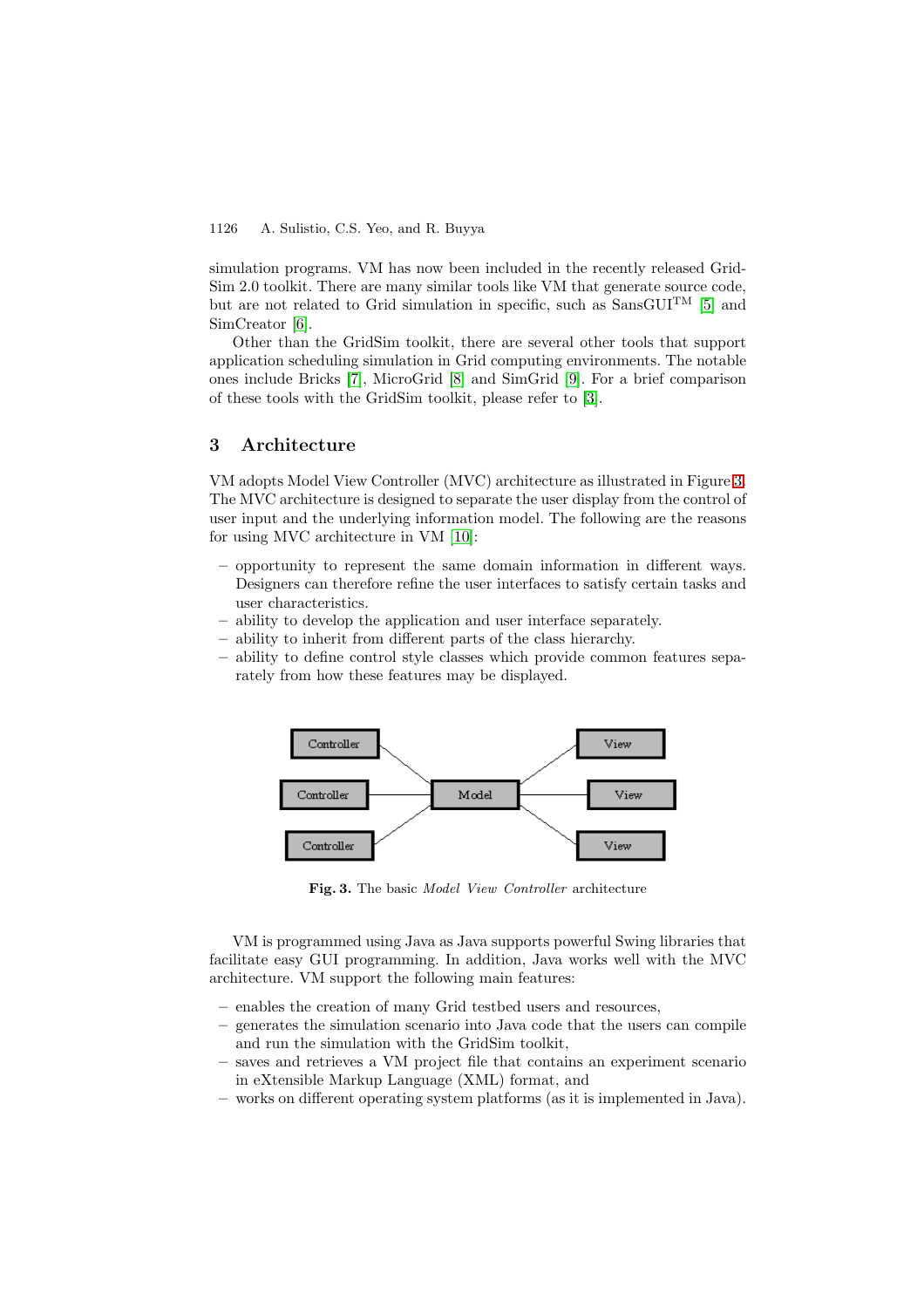simulation programs. VM has now been included in the recently released GridSim 2.0 toolkit. There are many similar tools like VM that generate source code, but are not related to Grid simulation in specific, such as SansGUI$^{TM}$ [5] and SimCreator [6].

Other than the GridSim toolkit, there are several other tools that support application scheduling simulation in Grid computing environments. The notable ones include Bricks [7], MicroGrid [8] and SimGrid [9]. For a brief comparison of these tools with the GridSim toolkit, please refer to [3].

## 3 Architecture

VM adopts Model View Controller (MVC) architecture as illustrated in Figure 3. The MVC architecture is designed to separate the user display from the control of user input and the underlying information model. The following are the reasons for using MVC architecture in VM [10]:

- opportunity to represent the same domain information in different ways. Designers can therefore refine the user interfaces to satisfy certain tasks and user characteristics.
- ability to develop the application and user interface separately.
- ability to inherit from different parts of the class hierarchy.
- ability to define control style classes which provide common features separately from how these features may be displayed.

**Fig. 3.** The basic *Model View Controller* architecture

VM is programmed using Java as Java supports powerful Swing libraries that facilitate easy GUI programming. In addition, Java works well with the MVC architecture. VM support the following main features:

- enables the creation of many Grid testbed users and resources,
- generates the simulation scenario into Java code that the users can compile and run the simulation with the GridSim toolkit,
- saves and retrieves a VM project file that contains an experiment scenario in eXtensible Markup Language (XML) format, and
- works on different operating system platforms (as it is implemented in Java).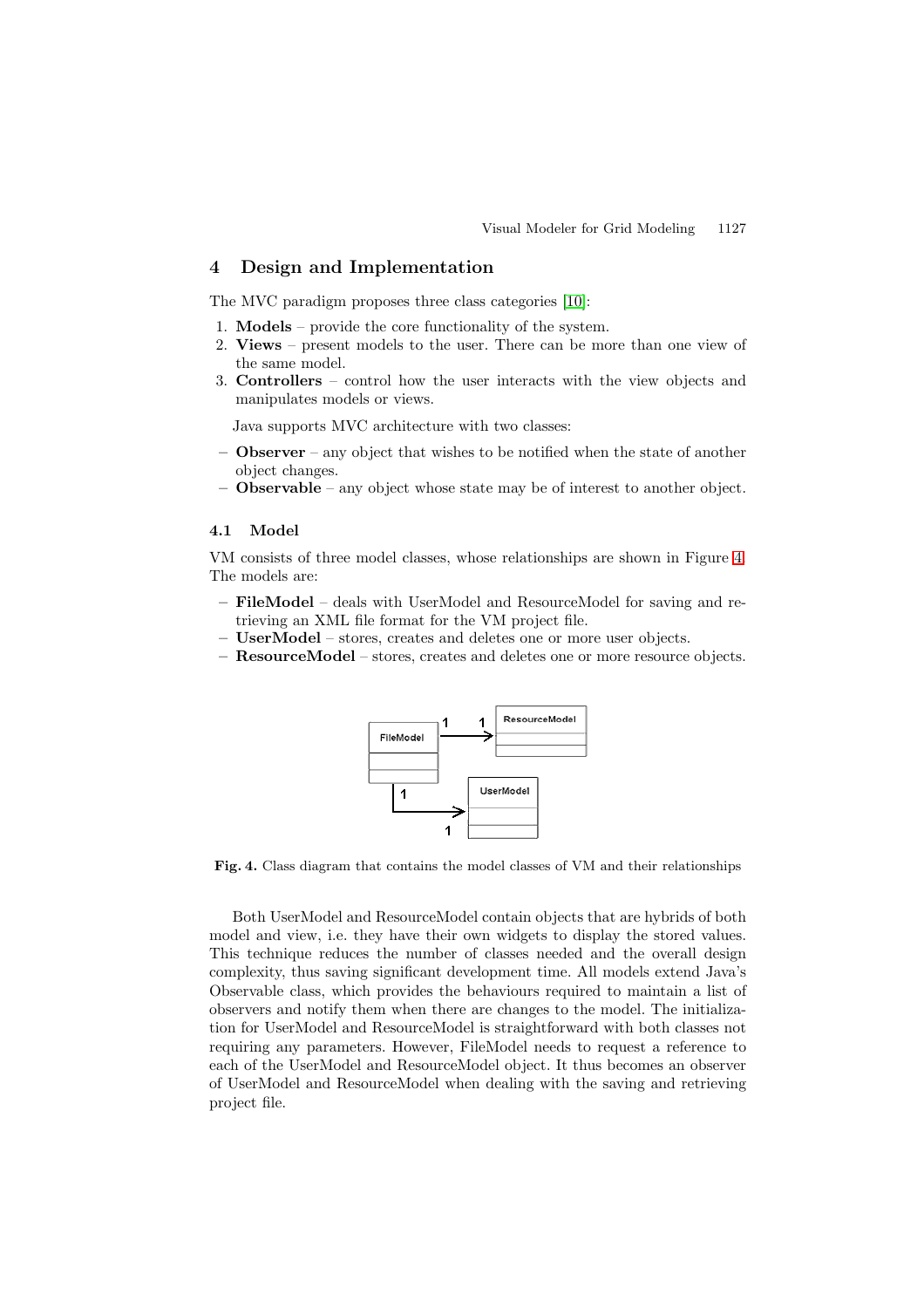## 4 Design and Implementation

The MVC paradigm proposes three class categories [10]:

1. **Models** – provide the core functionality of the system.
2. **Views** – present models to the user. There can be more than one view of the same model.
3. **Controllers** – control how the user interacts with the view objects and manipulates models or views.

Java supports MVC architecture with two classes:

- **Observer** – any object that wishes to be notified when the state of another object changes.
- **Observable** – any object whose state may be of interest to another object.

### 4.1 Model

VM consists of three model classes, whose relationships are shown in Figure 4. The models are:

- **FileModel** – deals with UserModel and ResourceModel for saving and retrieving an XML file format for the VM project file.
- **UserModel** – stores, creates and deletes one or more user objects.
- **ResourceModel** – stores, creates and deletes one or more resource objects.

**Fig. 4.** Class diagram that contains the model classes of VM and their relationships

Both UserModel and ResourceModel contain objects that are hybrids of both model and view, i.e. they have their own widgets to display the stored values. This technique reduces the number of classes needed and the overall design complexity, thus saving significant development time. All models extend Java's Observable class, which provides the behaviours required to maintain a list of observers and notify them when there are changes to the model. The initialization for UserModel and ResourceModel is straightforward with both classes not requiring any parameters. However, FileModel needs to request a reference to each of the UserModel and ResourceModel object. It thus becomes an observer of UserModel and ResourceModel when dealing with the saving and retrieving project file.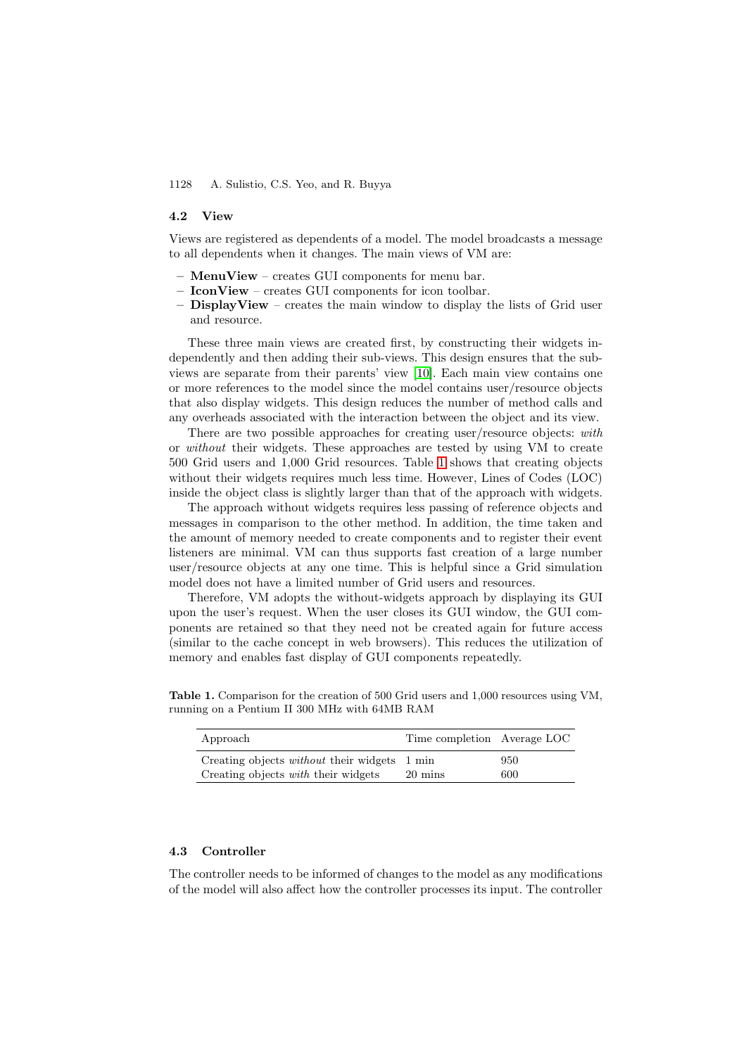### 4.2 View

Views are registered as dependents of a model. The model broadcasts a message to all dependents when it changes. The main views of VM are:

- **MenuView** – creates GUI components for menu bar.
- **IconView** – creates GUI components for icon toolbar.
- **DisplayView** – creates the main window to display the lists of Grid user and resource.

These three main views are created first, by constructing their widgets independently and then adding their sub-views. This design ensures that the sub-views are separate from their parents' view [10]. Each main view contains one or more references to the model since the model contains user/resource objects that also display widgets. This design reduces the number of method calls and any overheads associated with the interaction between the object and its view.

There are two possible approaches for creating user/resource objects: *with* or *without* their widgets. These approaches are tested by using VM to create 500 Grid users and 1,000 Grid resources. Table 1 shows that creating objects without their widgets requires much less time. However, Lines of Codes (LOC) inside the object class is slightly larger than that of the approach with widgets.

The approach without widgets requires less passing of reference objects and messages in comparison to the other method. In addition, the time taken and the amount of memory needed to create components and to register their event listeners are minimal. VM can thus supports fast creation of a large number user/resource objects at any one time. This is helpful since a Grid simulation model does not have a limited number of Grid users and resources.

Therefore, VM adopts the without-widgets approach by displaying its GUI upon the user's request. When the user closes its GUI window, the GUI components are retained so that they need not be created again for future access (similar to the cache concept in web browsers). This reduces the utilization of memory and enables fast display of GUI components repeatedly.

**Table 1.** Comparison for the creation of 500 Grid users and 1,000 resources using VM, running on a Pentium II 300 MHz with 64MB RAM

| Approach | Time completion | Average LOC |
|---|---|---|
| Creating objects *without* their widgets | 1 min | 950 |
| Creating objects *with* their widgets | 20 mins | 600 |

### 4.3 Controller

The controller needs to be informed of changes to the model as any modifications of the model will also affect how the controller processes its input. The controller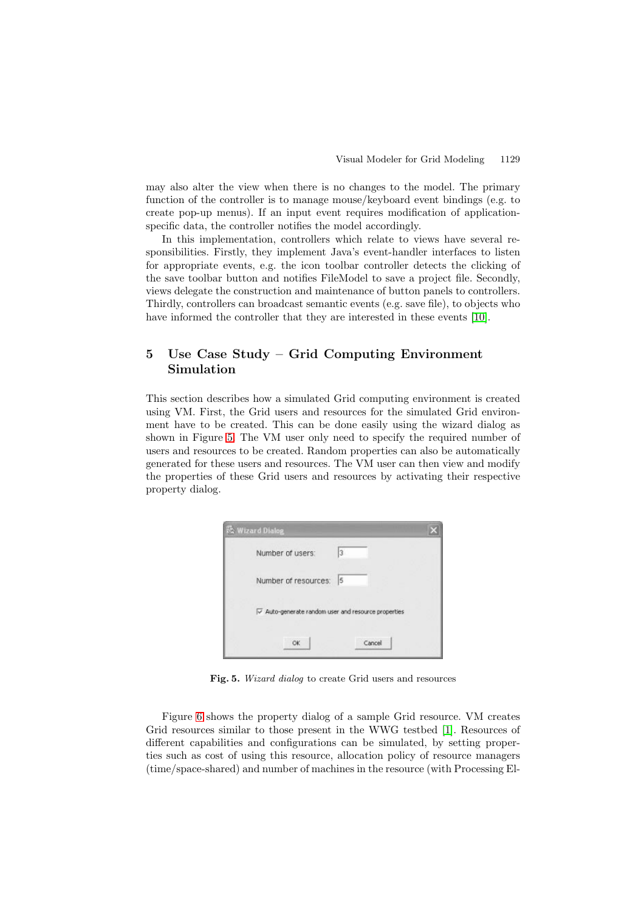may also alter the view when there is no changes to the model. The primary function of the controller is to manage mouse/keyboard event bindings (e.g. to create pop-up menus). If an input event requires modification of application-specific data, the controller notifies the model accordingly.

In this implementation, controllers which relate to views have several responsibilities. Firstly, they implement Java's event-handler interfaces to listen for appropriate events, e.g. the icon toolbar controller detects the clicking of the save toolbar button and notifies FileModel to save a project file. Secondly, views delegate the construction and maintenance of button panels to controllers. Thirdly, controllers can broadcast semantic events (e.g. save file), to objects who have informed the controller that they are interested in these events [10].

## 5 Use Case Study – Grid Computing Environment Simulation

This section describes how a simulated Grid computing environment is created using VM. First, the Grid users and resources for the simulated Grid environment have to be created. This can be done easily using the wizard dialog as shown in Figure 5. The VM user only need to specify the required number of users and resources to be created. Random properties can also be automatically generated for these users and resources. The VM user can then view and modify the properties of these Grid users and resources by activating their respective property dialog.

**Fig. 5.** *Wizard dialog* to create Grid users and resources

Figure 6 shows the property dialog of a sample Grid resource. VM creates Grid resources similar to those present in the WWG testbed [1]. Resources of different capabilities and configurations can be simulated, by setting properties such as cost of using this resource, allocation policy of resource managers (time/space-shared) and number of machines in the resource (with Processing El-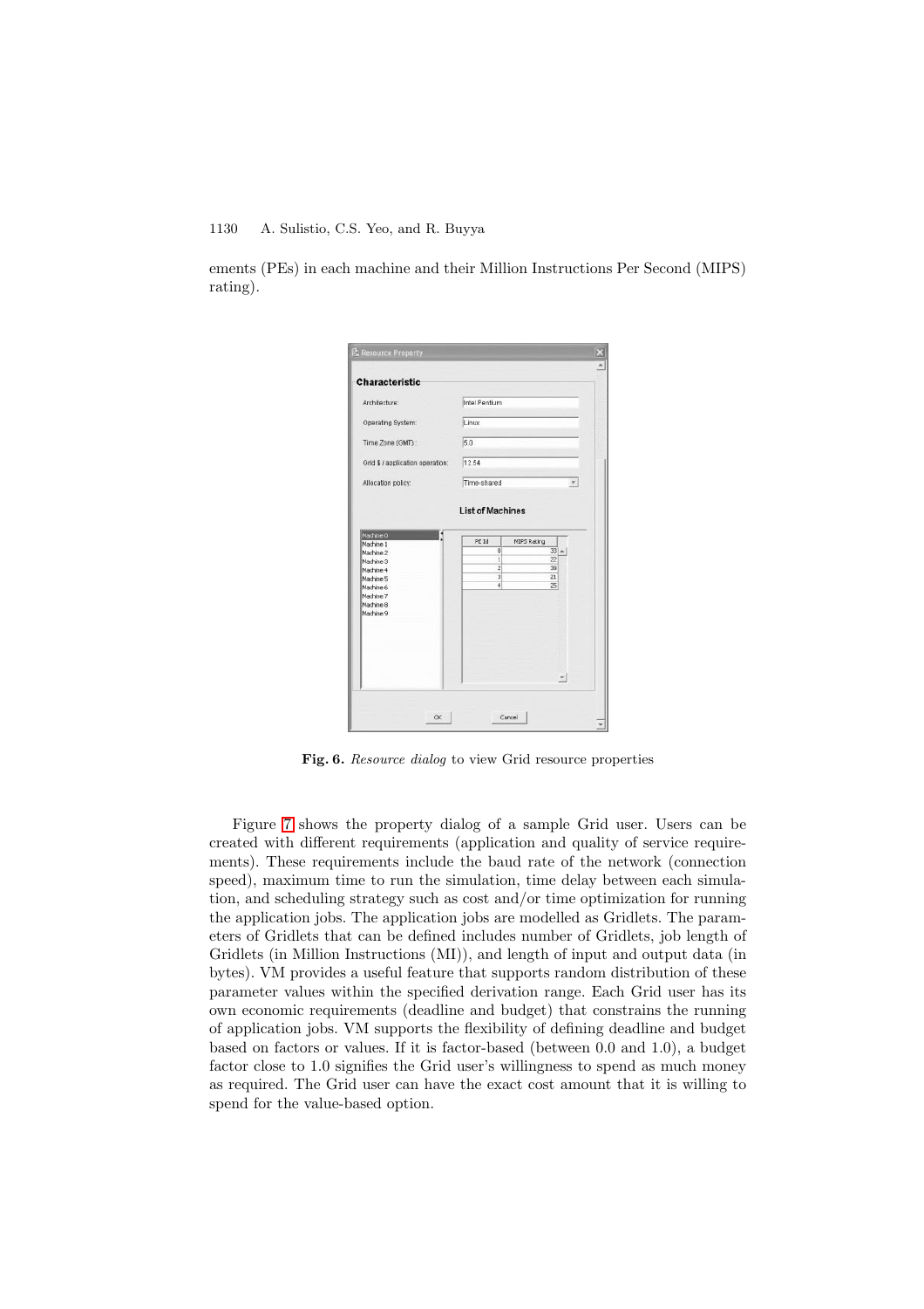ements (PEs) in each machine and their Million Instructions Per Second (MIPS) rating).

**Fig. 6.** *Resource dialog* to view Grid resource properties

Figure 7 shows the property dialog of a sample Grid user. Users can be created with different requirements (application and quality of service requirements). These requirements include the baud rate of the network (connection speed), maximum time to run the simulation, time delay between each simulation, and scheduling strategy such as cost and/or time optimization for running the application jobs. The application jobs are modelled as Gridlets. The parameters of Gridlets that can be defined includes number of Gridlets, job length of Gridlets (in Million Instructions (MI)), and length of input and output data (in bytes). VM provides a useful feature that supports random distribution of these parameter values within the specified derivation range. Each Grid user has its own economic requirements (deadline and budget) that constrains the running of application jobs. VM supports the flexibility of defining deadline and budget based on factors or values. If it is factor-based (between 0.0 and 1.0), a budget factor close to 1.0 signifies the Grid user's willingness to spend as much money as required. The Grid user can have the exact cost amount that it is willing to spend for the value-based option.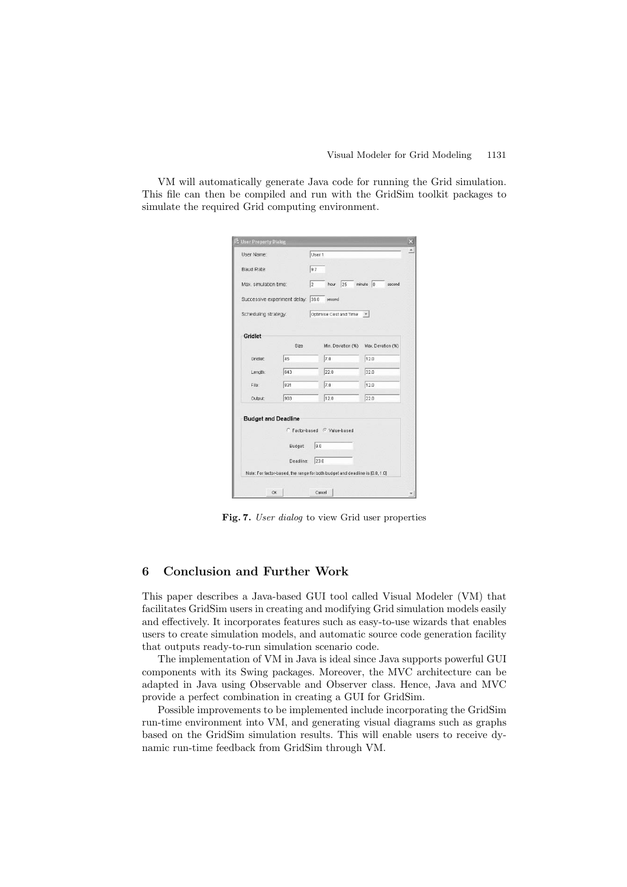VM will automatically generate Java code for running the Grid simulation. This file can then be compiled and run with the GridSim toolkit packages to simulate the required Grid computing environment.

**Fig. 7.** *User dialog* to view Grid user properties

## 6 Conclusion and Further Work

This paper describes a Java-based GUI tool called Visual Modeler (VM) that facilitates GridSim users in creating and modifying Grid simulation models easily and effectively. It incorporates features such as easy-to-use wizards that enables users to create simulation models, and automatic source code generation facility that outputs ready-to-run simulation scenario code.

The implementation of VM in Java is ideal since Java supports powerful GUI components with its Swing packages. Moreover, the MVC architecture can be adapted in Java using Observable and Observer class. Hence, Java and MVC provide a perfect combination in creating a GUI for GridSim.

Possible improvements to be implemented include incorporating the GridSim run-time environment into VM, and generating visual diagrams such as graphs based on the GridSim simulation results. This will enable users to receive dynamic run-time feedback from GridSim through VM.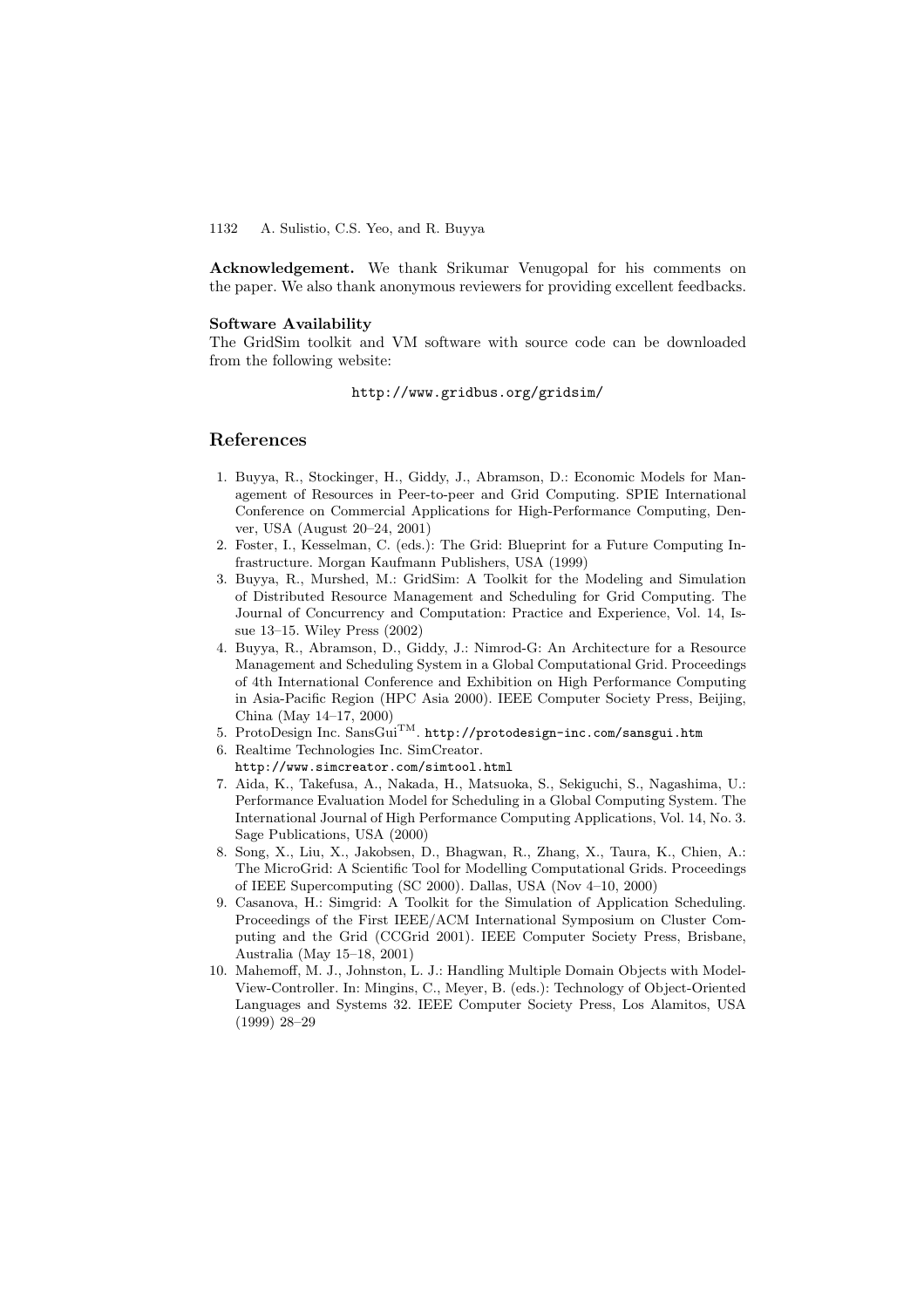**Acknowledgement.** We thank Srikumar Venugopal for his comments on the paper. We also thank anonymous reviewers for providing excellent feedbacks.

**Software Availability**

The GridSim toolkit and VM software with source code can be downloaded from the following website:

http://www.gridbus.org/gridsim/

## References

1. Buyya, R., Stockinger, H., Giddy, J., Abramson, D.: Economic Models for Management of Resources in Peer-to-peer and Grid Computing. SPIE International Conference on Commercial Applications for High-Performance Computing, Denver, USA (August 20–24, 2001)
2. Foster, I., Kesselman, C. (eds.): The Grid: Blueprint for a Future Computing Infrastructure. Morgan Kaufmann Publishers, USA (1999)
3. Buyya, R., Murshed, M.: GridSim: A Toolkit for the Modeling and Simulation of Distributed Resource Management and Scheduling for Grid Computing. The Journal of Concurrency and Computation: Practice and Experience, Vol. 14, Issue 13–15. Wiley Press (2002)
4. Buyya, R., Abramson, D., Giddy, J.: Nimrod-G: An Architecture for a Resource Management and Scheduling System in a Global Computational Grid. Proceedings of 4th International Conference and Exhibition on High Performance Computing in Asia-Pacific Region (HPC Asia 2000). IEEE Computer Society Press, Beijing, China (May 14–17, 2000)
5. ProtoDesign Inc. SansGui™. http://protodesign-inc.com/sansgui.htm
6. Realtime Technologies Inc. SimCreator. http://www.simcreator.com/simtool.html
7. Aida, K., Takefusa, A., Nakada, H., Matsuoka, S., Sekiguchi, S., Nagashima, U.: Performance Evaluation Model for Scheduling in a Global Computing System. The International Journal of High Performance Computing Applications, Vol. 14, No. 3. Sage Publications, USA (2000)
8. Song, X., Liu, X., Jakobsen, D., Bhagwan, R., Zhang, X., Taura, K., Chien, A.: The MicroGrid: A Scientific Tool for Modelling Computational Grids. Proceedings of IEEE Supercomputing (SC 2000). Dallas, USA (Nov 4–10, 2000)
9. Casanova, H.: Simgrid: A Toolkit for the Simulation of Application Scheduling. Proceedings of the First IEEE/ACM International Symposium on Cluster Computing and the Grid (CCGrid 2001). IEEE Computer Society Press, Brisbane, Australia (May 15–18, 2001)
10. Mahemoff, M. J., Johnston, L. J.: Handling Multiple Domain Objects with Model-View-Controller. In: Mingins, C., Meyer, B. (eds.): Technology of Object-Oriented Languages and Systems 32. IEEE Computer Society Press, Los Alamitos, USA (1999) 28–29